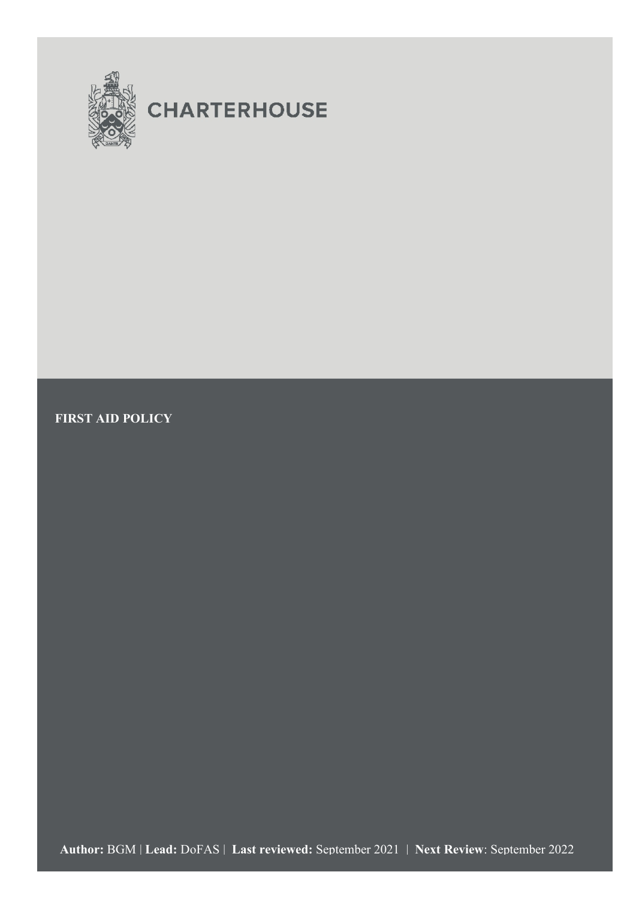CHARTERHOUSE

# FIRST AID POLICY

**Author:** BGM | **Lead:** DoFAS | **Last reviewed:** September 2021 | **Next Review**: September 2022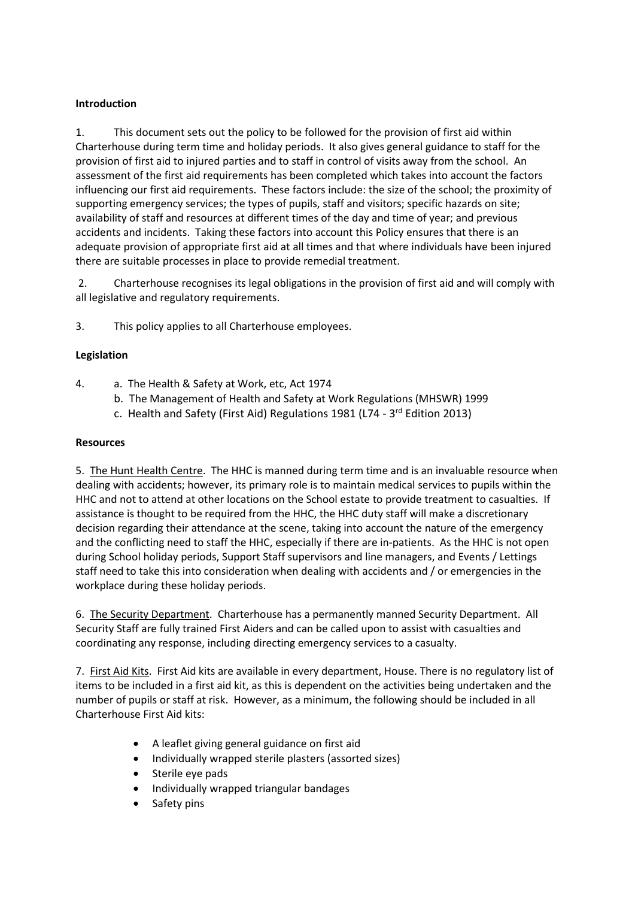**Introduction**

1. This document sets out the policy to be followed for the provision of first aid within Charterhouse during term time and holiday periods. It also gives general guidance to staff for the provision of first aid to injured parties and to staff in control of visits away from the school. An assessment of the first aid requirements has been completed which takes into account the factors influencing our first aid requirements. These factors include: the size of the school; the proximity of supporting emergency services; the types of pupils, staff and visitors; specific hazards on site; availability of staff and resources at different times of the day and time of year; and previous accidents and incidents. Taking these factors into account this Policy ensures that there is an adequate provision of appropriate first aid at all times and that where individuals have been injured there are suitable processes in place to provide remedial treatment.

2. Charterhouse recognises its legal obligations in the provision of first aid and will comply with all legislative and regulatory requirements.

3. This policy applies to all Charterhouse employees.

**Legislation**

4. a. The Health & Safety at Work, etc, Act 1974
   b. The Management of Health and Safety at Work Regulations (MHSWR) 1999
   c. Health and Safety (First Aid) Regulations 1981 (L74 - 3rd Edition 2013)

**Resources**

5. <u>The Hunt Health Centre</u>. The HHC is manned during term time and is an invaluable resource when dealing with accidents; however, its primary role is to maintain medical services to pupils within the HHC and not to attend at other locations on the School estate to provide treatment to casualties. If assistance is thought to be required from the HHC, the HHC duty staff will make a discretionary decision regarding their attendance at the scene, taking into account the nature of the emergency and the conflicting need to staff the HHC, especially if there are in-patients. As the HHC is not open during School holiday periods, Support Staff supervisors and line managers, and Events / Lettings staff need to take this into consideration when dealing with accidents and / or emergencies in the workplace during these holiday periods.

6. <u>The Security Department</u>. Charterhouse has a permanently manned Security Department. All Security Staff are fully trained First Aiders and can be called upon to assist with casualties and coordinating any response, including directing emergency services to a casualty.

7. <u>First Aid Kits</u>. First Aid kits are available in every department, House. There is no regulatory list of items to be included in a first aid kit, as this is dependent on the activities being undertaken and the number of pupils or staff at risk. However, as a minimum, the following should be included in all Charterhouse First Aid kits:

- A leaflet giving general guidance on first aid
- Individually wrapped sterile plasters (assorted sizes)
- Sterile eye pads
- Individually wrapped triangular bandages
- Safety pins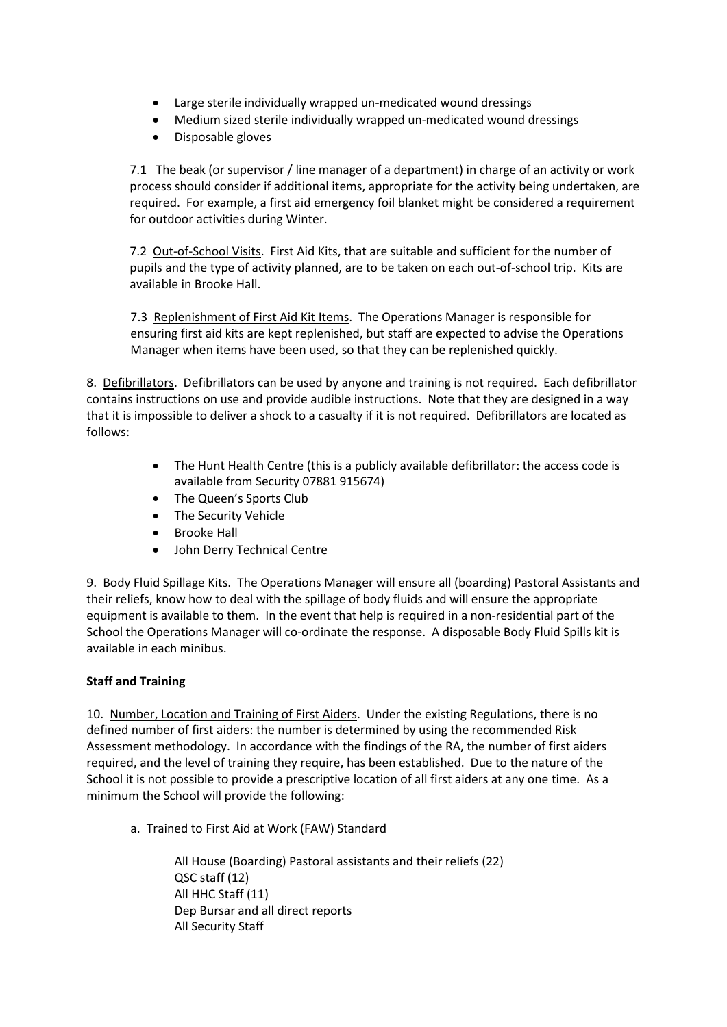- Large sterile individually wrapped un-medicated wound dressings
- Medium sized sterile individually wrapped un-medicated wound dressings
- Disposable gloves

7.1 The beak (or supervisor / line manager of a department) in charge of an activity or work process should consider if additional items, appropriate for the activity being undertaken, are required. For example, a first aid emergency foil blanket might be considered a requirement for outdoor activities during Winter.

7.2 Out-of-School Visits. First Aid Kits, that are suitable and sufficient for the number of pupils and the type of activity planned, are to be taken on each out-of-school trip. Kits are available in Brooke Hall.

7.3 Replenishment of First Aid Kit Items. The Operations Manager is responsible for ensuring first aid kits are kept replenished, but staff are expected to advise the Operations Manager when items have been used, so that they can be replenished quickly.

8. Defibrillators. Defibrillators can be used by anyone and training is not required. Each defibrillator contains instructions on use and provide audible instructions. Note that they are designed in a way that it is impossible to deliver a shock to a casualty if it is not required. Defibrillators are located as follows:

- The Hunt Health Centre (this is a publicly available defibrillator: the access code is available from Security 07881 915674)
- The Queen's Sports Club
- The Security Vehicle
- Brooke Hall
- John Derry Technical Centre

9. Body Fluid Spillage Kits. The Operations Manager will ensure all (boarding) Pastoral Assistants and their reliefs, know how to deal with the spillage of body fluids and will ensure the appropriate equipment is available to them. In the event that help is required in a non-residential part of the School the Operations Manager will co-ordinate the response. A disposable Body Fluid Spills kit is available in each minibus.

**Staff and Training**

10. Number, Location and Training of First Aiders. Under the existing Regulations, there is no defined number of first aiders: the number is determined by using the recommended Risk Assessment methodology. In accordance with the findings of the RA, the number of first aiders required, and the level of training they require, has been established. Due to the nature of the School it is not possible to provide a prescriptive location of all first aiders at any one time. As a minimum the School will provide the following:

a. Trained to First Aid at Work (FAW) Standard

All House (Boarding) Pastoral assistants and their reliefs (22)
QSC staff (12)
All HHC Staff (11)
Dep Bursar and all direct reports
All Security Staff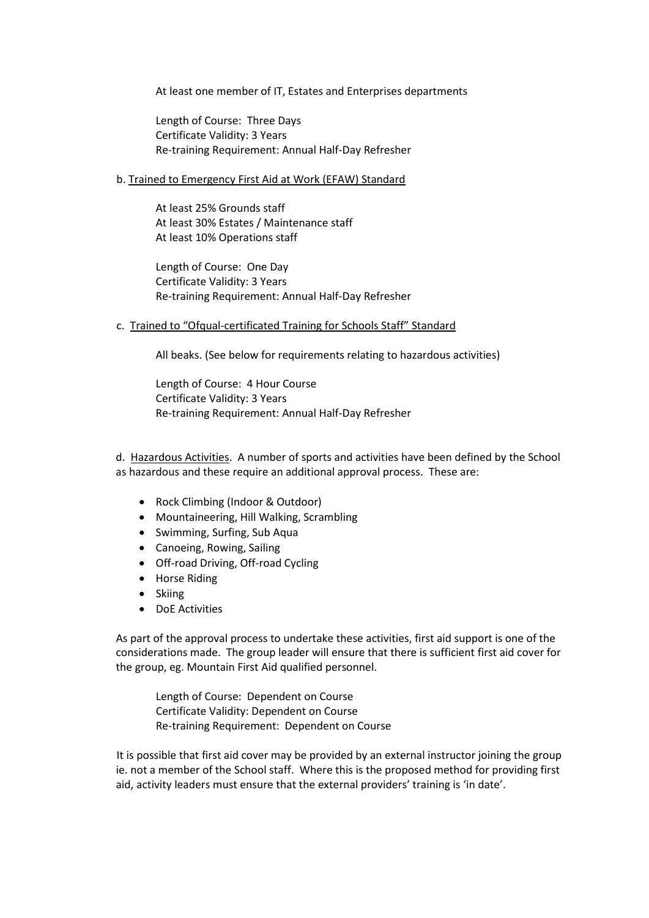At least one member of IT, Estates and Enterprises departments

Length of Course: Three Days
Certificate Validity: 3 Years
Re-training Requirement: Annual Half-Day Refresher

b. <u>Trained to Emergency First Aid at Work (EFAW) Standard</u>

At least 25% Grounds staff
At least 30% Estates / Maintenance staff
At least 10% Operations staff

Length of Course: One Day
Certificate Validity: 3 Years
Re-training Requirement: Annual Half-Day Refresher

c. <u>Trained to "Ofqual-certificated Training for Schools Staff" Standard</u>

All beaks. (See below for requirements relating to hazardous activities)

Length of Course: 4 Hour Course
Certificate Validity: 3 Years
Re-training Requirement: Annual Half-Day Refresher

d. <u>Hazardous Activities</u>. A number of sports and activities have been defined by the School as hazardous and these require an additional approval process. These are:

- Rock Climbing (Indoor & Outdoor)
- Mountaineering, Hill Walking, Scrambling
- Swimming, Surfing, Sub Aqua
- Canoeing, Rowing, Sailing
- Off-road Driving, Off-road Cycling
- Horse Riding
- Skiing
- DoE Activities

As part of the approval process to undertake these activities, first aid support is one of the considerations made. The group leader will ensure that there is sufficient first aid cover for the group, eg. Mountain First Aid qualified personnel.

Length of Course: Dependent on Course
Certificate Validity: Dependent on Course
Re-training Requirement: Dependent on Course

It is possible that first aid cover may be provided by an external instructor joining the group ie. not a member of the School staff. Where this is the proposed method for providing first aid, activity leaders must ensure that the external providers' training is 'in date'.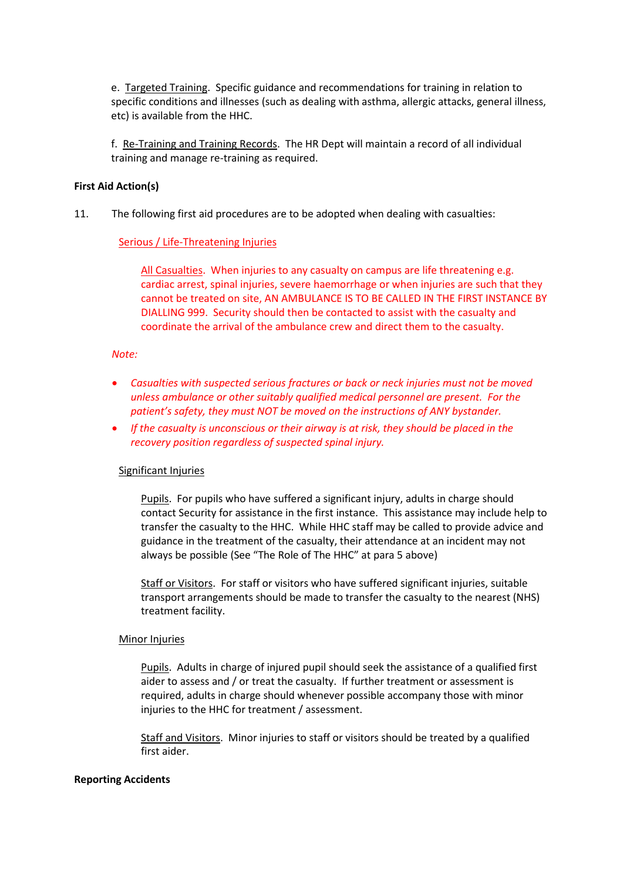e. Targeted Training. Specific guidance and recommendations for training in relation to specific conditions and illnesses (such as dealing with asthma, allergic attacks, general illness, etc) is available from the HHC.

f. Re-Training and Training Records. The HR Dept will maintain a record of all individual training and manage re-training as required.

**First Aid Action(s)**

11. The following first aid procedures are to be adopted when dealing with casualties:

Serious / Life-Threatening Injuries

All Casualties. When injuries to any casualty on campus are life threatening e.g. cardiac arrest, spinal injuries, severe haemorrhage or when injuries are such that they cannot be treated on site, AN AMBULANCE IS TO BE CALLED IN THE FIRST INSTANCE BY DIALLING 999. Security should then be contacted to assist with the casualty and coordinate the arrival of the ambulance crew and direct them to the casualty.

*Note:*

- *Casualties with suspected serious fractures or back or neck injuries must not be moved unless ambulance or other suitably qualified medical personnel are present. For the patient's safety, they must NOT be moved on the instructions of ANY bystander.*
- *If the casualty is unconscious or their airway is at risk, they should be placed in the recovery position regardless of suspected spinal injury.*

Significant Injuries

Pupils. For pupils who have suffered a significant injury, adults in charge should contact Security for assistance in the first instance. This assistance may include help to transfer the casualty to the HHC. While HHC staff may be called to provide advice and guidance in the treatment of the casualty, their attendance at an incident may not always be possible (See "The Role of The HHC" at para 5 above)

Staff or Visitors. For staff or visitors who have suffered significant injuries, suitable transport arrangements should be made to transfer the casualty to the nearest (NHS) treatment facility.

Minor Injuries

Pupils. Adults in charge of injured pupil should seek the assistance of a qualified first aider to assess and / or treat the casualty. If further treatment or assessment is required, adults in charge should whenever possible accompany those with minor injuries to the HHC for treatment / assessment.

Staff and Visitors. Minor injuries to staff or visitors should be treated by a qualified first aider.

**Reporting Accidents**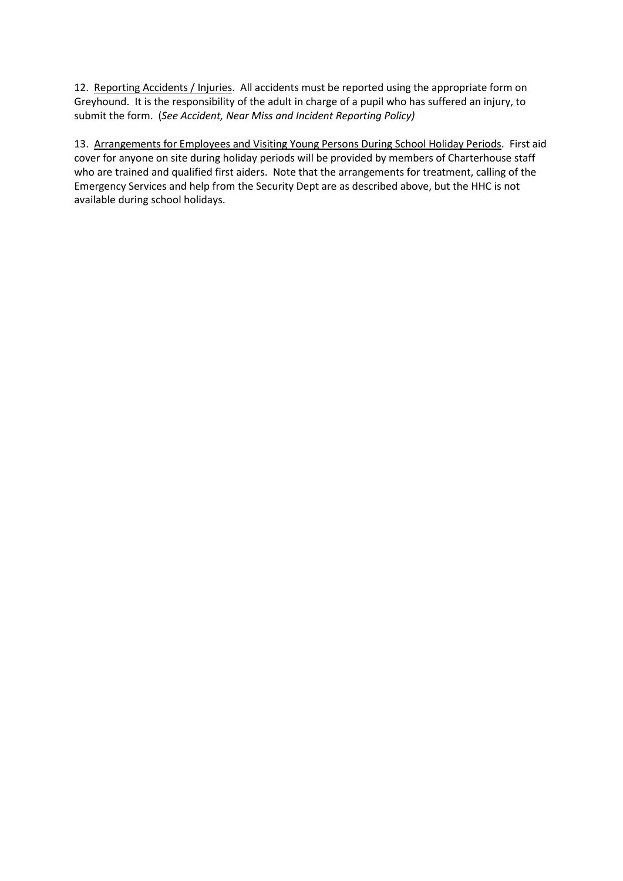12. <u>Reporting Accidents / Injuries</u>. All accidents must be reported using the appropriate form on Greyhound. It is the responsibility of the adult in charge of a pupil who has suffered an injury, to submit the form. (*See Accident, Near Miss and Incident Reporting Policy)*

13. <u>Arrangements for Employees and Visiting Young Persons During School Holiday Periods</u>. First aid cover for anyone on site during holiday periods will be provided by members of Charterhouse staff who are trained and qualified first aiders. Note that the arrangements for treatment, calling of the Emergency Services and help from the Security Dept are as described above, but the HHC is not available during school holidays.